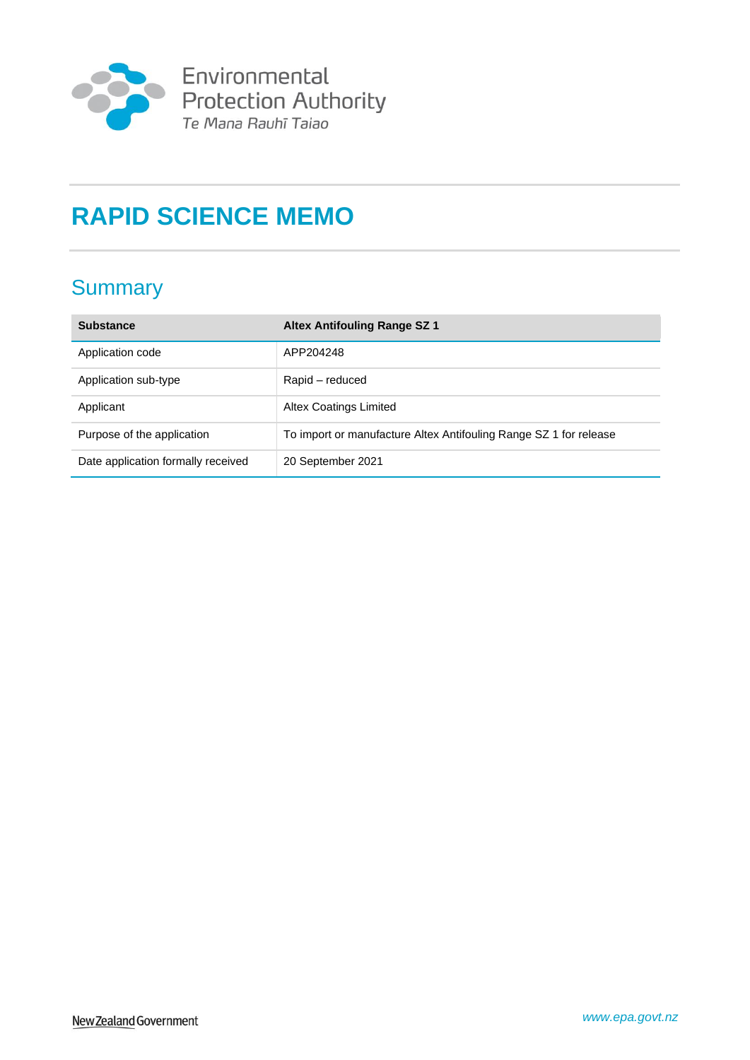Environmental Protection Authority
Te Mana Rauhī Taiao

# RAPID SCIENCE MEMO

## Summary

| Substance | Altex Antifouling Range SZ 1 |
|---|---|
| Application code | APP204248 |
| Application sub-type | Rapid – reduced |
| Applicant | Altex Coatings Limited |
| Purpose of the application | To import or manufacture Altex Antifouling Range SZ 1 for release |
| Date application formally received | 20 September 2021 |

New Zealand Government

www.epa.govt.nz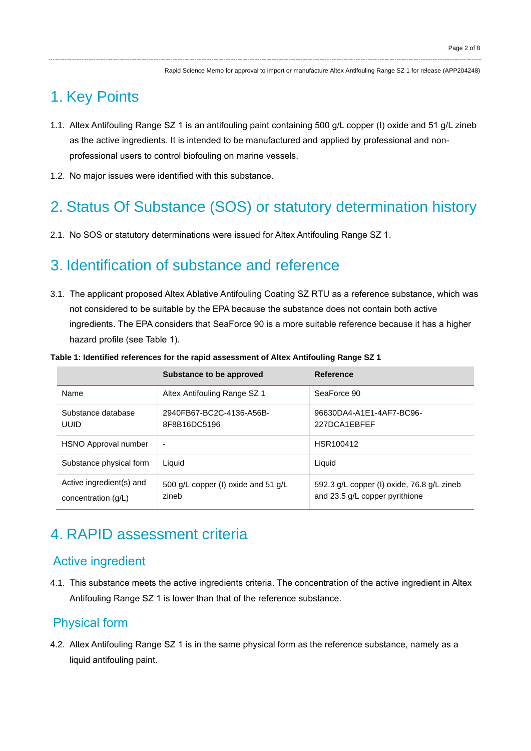# 1. Key Points

1.1. Altex Antifouling Range SZ 1 is an antifouling paint containing 500 g/L copper (I) oxide and 51 g/L zineb as the active ingredients. It is intended to be manufactured and applied by professional and non-professional users to control biofouling on marine vessels.

1.2. No major issues were identified with this substance.

# 2. Status Of Substance (SOS) or statutory determination history

2.1. No SOS or statutory determinations were issued for Altex Antifouling Range SZ 1.

# 3. Identification of substance and reference

3.1. The applicant proposed Altex Ablative Antifouling Coating SZ RTU as a reference substance, which was not considered to be suitable by the EPA because the substance does not contain both active ingredients. The EPA considers that SeaForce 90 is a more suitable reference because it has a higher hazard profile (see Table 1).

**Table 1: Identified references for the rapid assessment of Altex Antifouling Range SZ 1**

| | Substance to be approved | Reference |
|---|---|---|
| Name | Altex Antifouling Range SZ 1 | SeaForce 90 |
| Substance database UUID | 2940FB67-BC2C-4136-A56B-8F8B16DC5196 | 96630DA4-A1E1-4AF7-BC96-227DCA1EBFEF |
| HSNO Approval number | - | HSR100412 |
| Substance physical form | Liquid | Liquid |
| Active ingredient(s) and concentration (g/L) | 500 g/L copper (I) oxide and 51 g/L zineb | 592.3 g/L copper (I) oxide, 76.8 g/L zineb and 23.5 g/L copper pyrithione |

# 4. RAPID assessment criteria

## Active ingredient

4.1. This substance meets the active ingredients criteria. The concentration of the active ingredient in Altex Antifouling Range SZ 1 is lower than that of the reference substance.

## Physical form

4.2. Altex Antifouling Range SZ 1 is in the same physical form as the reference substance, namely as a liquid antifouling paint.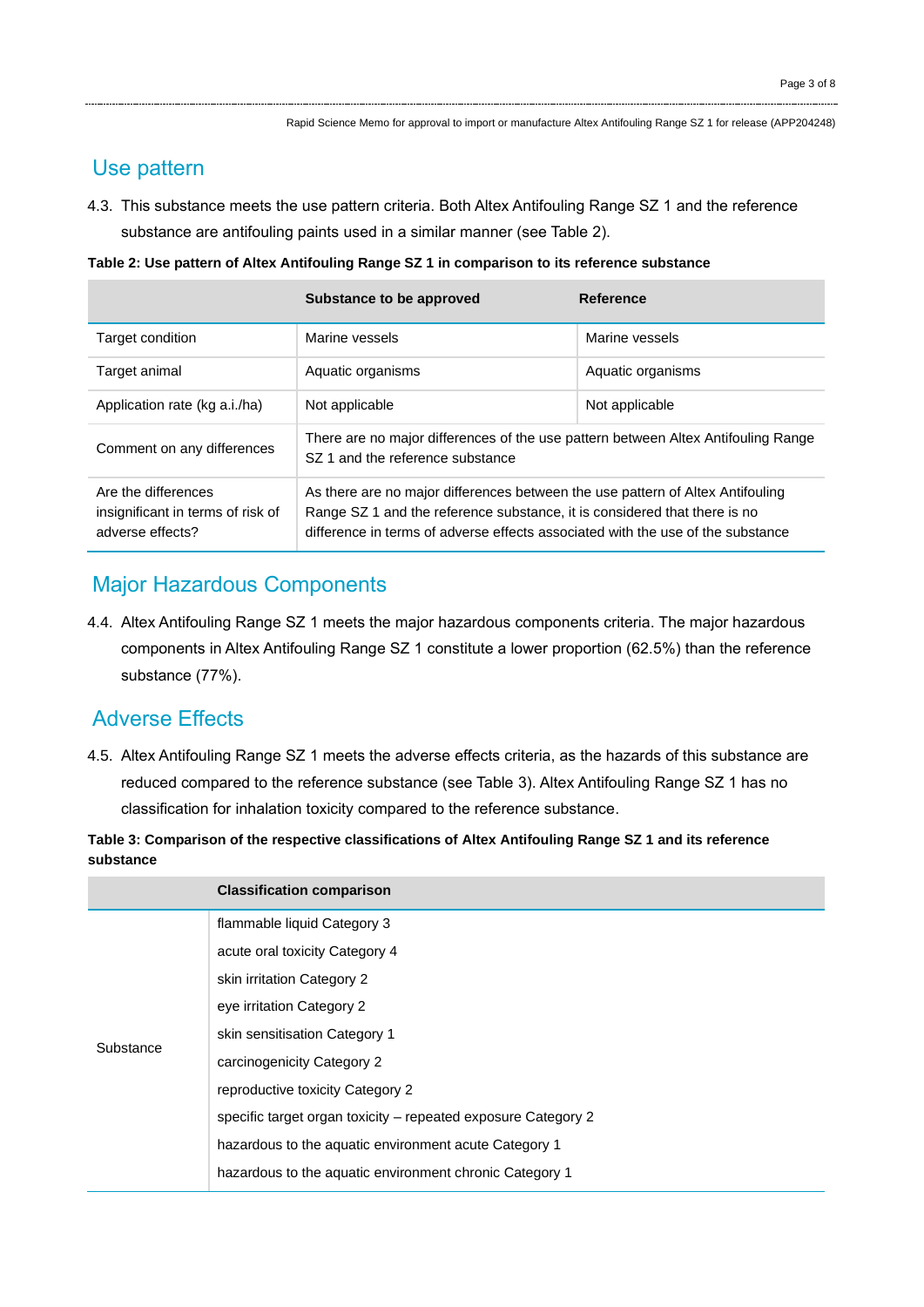## Use pattern

4.3. This substance meets the use pattern criteria. Both Altex Antifouling Range SZ 1 and the reference substance are antifouling paints used in a similar manner (see Table 2).

**Table 2: Use pattern of Altex Antifouling Range SZ 1 in comparison to its reference substance**

| | Substance to be approved | Reference |
|---|---|---|
| Target condition | Marine vessels | Marine vessels |
| Target animal | Aquatic organisms | Aquatic organisms |
| Application rate (kg a.i./ha) | Not applicable | Not applicable |
| Comment on any differences | There are no major differences of the use pattern between Altex Antifouling Range SZ 1 and the reference substance | |
| Are the differences insignificant in terms of risk of adverse effects? | As there are no major differences between the use pattern of Altex Antifouling Range SZ 1 and the reference substance, it is considered that there is no difference in terms of adverse effects associated with the use of the substance | |

## Major Hazardous Components

4.4. Altex Antifouling Range SZ 1 meets the major hazardous components criteria. The major hazardous components in Altex Antifouling Range SZ 1 constitute a lower proportion (62.5%) than the reference substance (77%).

## Adverse Effects

4.5. Altex Antifouling Range SZ 1 meets the adverse effects criteria, as the hazards of this substance are reduced compared to the reference substance (see Table 3). Altex Antifouling Range SZ 1 has no classification for inhalation toxicity compared to the reference substance.

**Table 3: Comparison of the respective classifications of Altex Antifouling Range SZ 1 and its reference substance**

| | Classification comparison |
|---|---|
| Substance | flammable liquid Category 3<br>acute oral toxicity Category 4<br>skin irritation Category 2<br>eye irritation Category 2<br>skin sensitisation Category 1<br>carcinogenicity Category 2<br>reproductive toxicity Category 2<br>specific target organ toxicity – repeated exposure Category 2<br>hazardous to the aquatic environment acute Category 1<br>hazardous to the aquatic environment chronic Category 1 |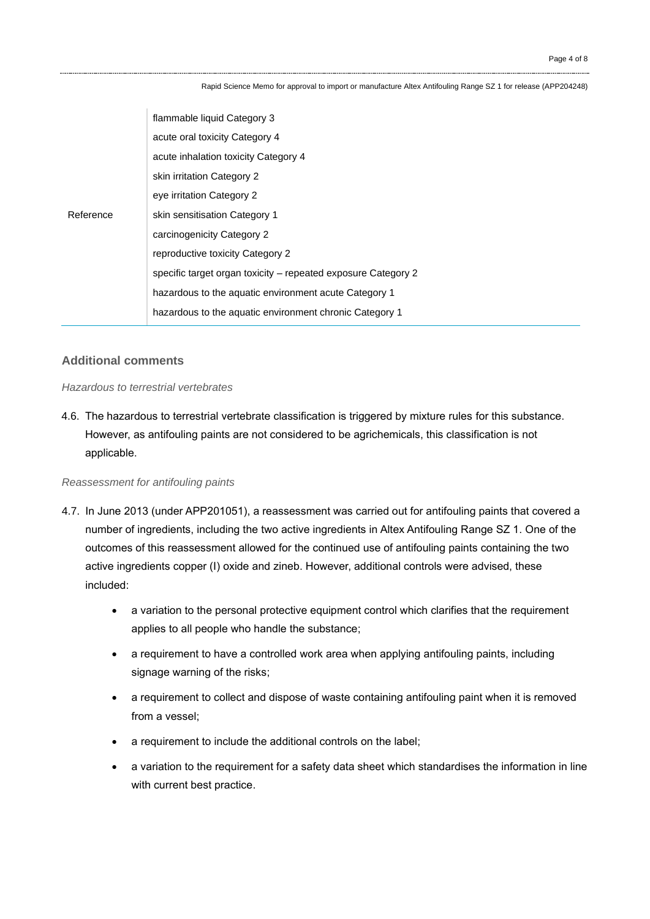| | |
|---|---|
| Reference | flammable liquid Category 3<br>acute oral toxicity Category 4<br>acute inhalation toxicity Category 4<br>skin irritation Category 2<br>eye irritation Category 2<br>skin sensitisation Category 1<br>carcinogenicity Category 2<br>reproductive toxicity Category 2<br>specific target organ toxicity – repeated exposure Category 2<br>hazardous to the aquatic environment acute Category 1<br>hazardous to the aquatic environment chronic Category 1 |

## Additional comments

*Hazardous to terrestrial vertebrates*

4.6. The hazardous to terrestrial vertebrate classification is triggered by mixture rules for this substance. However, as antifouling paints are not considered to be agrichemicals, this classification is not applicable.

*Reassessment for antifouling paints*

4.7. In June 2013 (under APP201051), a reassessment was carried out for antifouling paints that covered a number of ingredients, including the two active ingredients in Altex Antifouling Range SZ 1. One of the outcomes of this reassessment allowed for the continued use of antifouling paints containing the two active ingredients copper (I) oxide and zineb. However, additional controls were advised, these included:

- a variation to the personal protective equipment control which clarifies that the requirement applies to all people who handle the substance;
- a requirement to have a controlled work area when applying antifouling paints, including signage warning of the risks;
- a requirement to collect and dispose of waste containing antifouling paint when it is removed from a vessel;
- a requirement to include the additional controls on the label;
- a variation to the requirement for a safety data sheet which standardises the information in line with current best practice.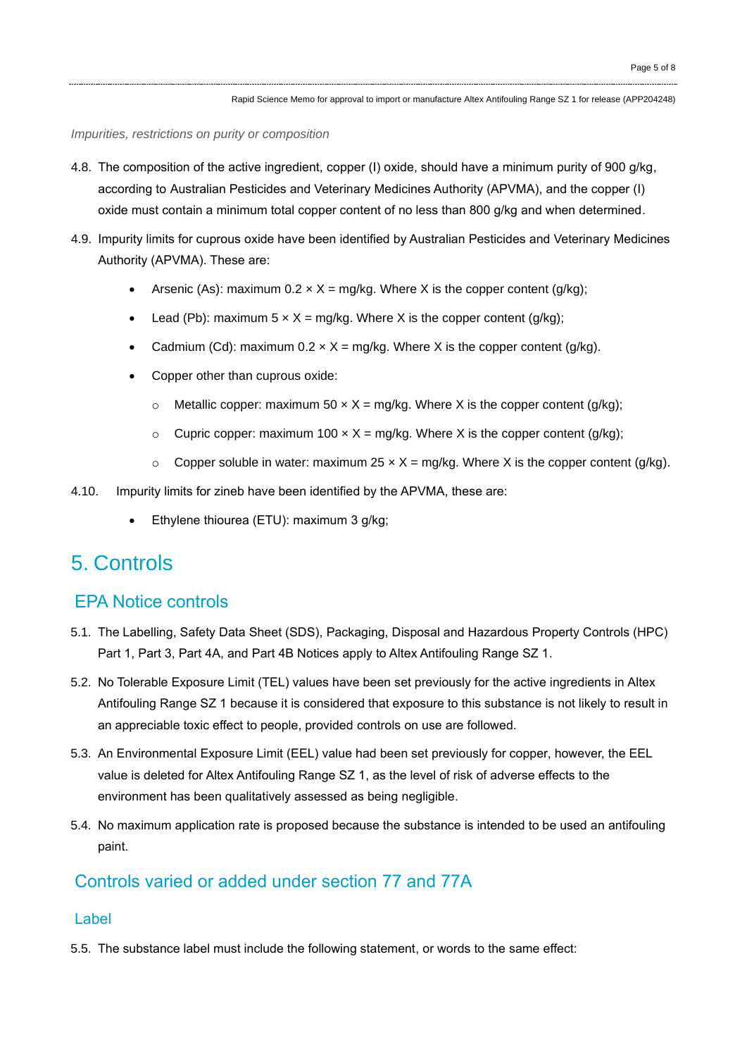*Impurities, restrictions on purity or composition*

4.8. The composition of the active ingredient, copper (I) oxide, should have a minimum purity of 900 g/kg, according to Australian Pesticides and Veterinary Medicines Authority (APVMA), and the copper (I) oxide must contain a minimum total copper content of no less than 800 g/kg and when determined.

4.9. Impurity limits for cuprous oxide have been identified by Australian Pesticides and Veterinary Medicines Authority (APVMA). These are:

- Arsenic (As): maximum $0.2 \times X =$ mg/kg. Where X is the copper content (g/kg);
- Lead (Pb): maximum $5 \times X =$ mg/kg. Where X is the copper content (g/kg);
- Cadmium (Cd): maximum $0.2 \times X =$ mg/kg. Where X is the copper content (g/kg).
- Copper other than cuprous oxide:
  - Metallic copper: maximum $50 \times X =$ mg/kg. Where X is the copper content (g/kg);
  - Cupric copper: maximum $100 \times X =$ mg/kg. Where X is the copper content (g/kg);
  - Copper soluble in water: maximum $25 \times X =$ mg/kg. Where X is the copper content (g/kg).

4.10. Impurity limits for zineb have been identified by the APVMA, these are:

- Ethylene thiourea (ETU): maximum 3 g/kg;

# 5. Controls

## EPA Notice controls

5.1. The Labelling, Safety Data Sheet (SDS), Packaging, Disposal and Hazardous Property Controls (HPC) Part 1, Part 3, Part 4A, and Part 4B Notices apply to Altex Antifouling Range SZ 1.

5.2. No Tolerable Exposure Limit (TEL) values have been set previously for the active ingredients in Altex Antifouling Range SZ 1 because it is considered that exposure to this substance is not likely to result in an appreciable toxic effect to people, provided controls on use are followed.

5.3. An Environmental Exposure Limit (EEL) value had been set previously for copper, however, the EEL value is deleted for Altex Antifouling Range SZ 1, as the level of risk of adverse effects to the environment has been qualitatively assessed as being negligible.

5.4. No maximum application rate is proposed because the substance is intended to be used an antifouling paint.

## Controls varied or added under section 77 and 77A

### Label

5.5. The substance label must include the following statement, or words to the same effect: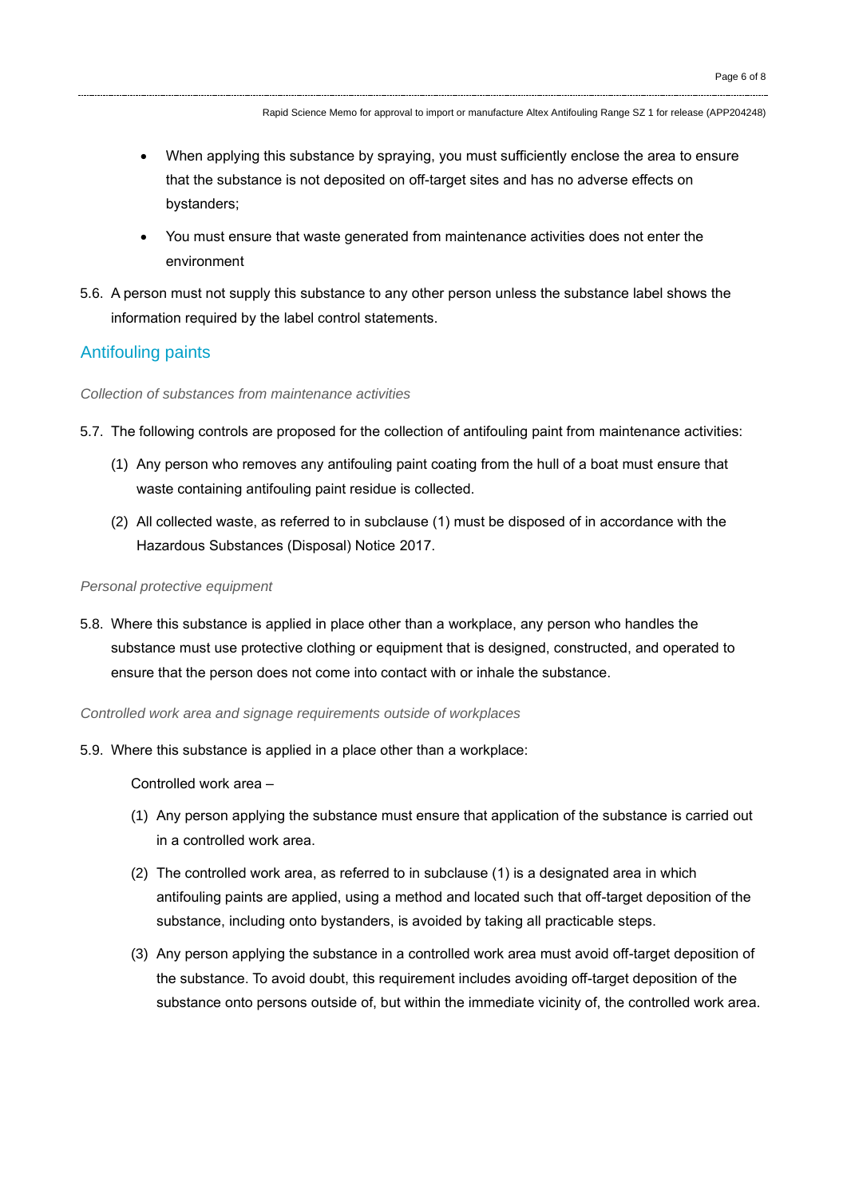- When applying this substance by spraying, you must sufficiently enclose the area to ensure that the substance is not deposited on off-target sites and has no adverse effects on bystanders;
- You must ensure that waste generated from maintenance activities does not enter the environment

5.6. A person must not supply this substance to any other person unless the substance label shows the information required by the label control statements.

## Antifouling paints

*Collection of substances from maintenance activities*

5.7. The following controls are proposed for the collection of antifouling paint from maintenance activities:

(1) Any person who removes any antifouling paint coating from the hull of a boat must ensure that waste containing antifouling paint residue is collected.

(2) All collected waste, as referred to in subclause (1) must be disposed of in accordance with the Hazardous Substances (Disposal) Notice 2017.

*Personal protective equipment*

5.8. Where this substance is applied in place other than a workplace, any person who handles the substance must use protective clothing or equipment that is designed, constructed, and operated to ensure that the person does not come into contact with or inhale the substance.

*Controlled work area and signage requirements outside of workplaces*

5.9. Where this substance is applied in a place other than a workplace:

Controlled work area –

(1) Any person applying the substance must ensure that application of the substance is carried out in a controlled work area.

(2) The controlled work area, as referred to in subclause (1) is a designated area in which antifouling paints are applied, using a method and located such that off-target deposition of the substance, including onto bystanders, is avoided by taking all practicable steps.

(3) Any person applying the substance in a controlled work area must avoid off-target deposition of the substance. To avoid doubt, this requirement includes avoiding off-target deposition of the substance onto persons outside of, but within the immediate vicinity of, the controlled work area.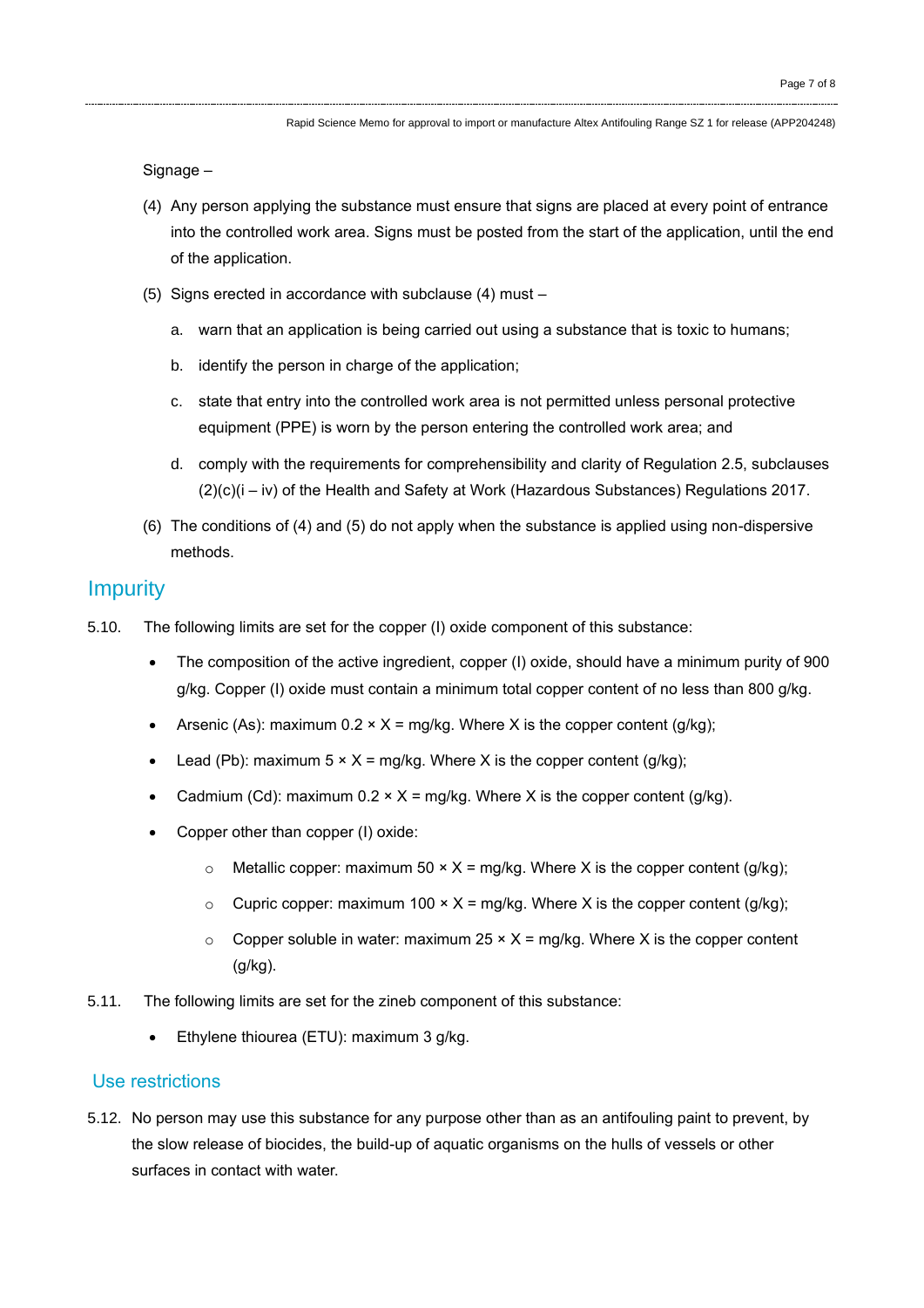Signage –

(4) Any person applying the substance must ensure that signs are placed at every point of entrance into the controlled work area. Signs must be posted from the start of the application, until the end of the application.

(5) Signs erected in accordance with subclause (4) must –

a. warn that an application is being carried out using a substance that is toxic to humans;

b. identify the person in charge of the application;

c. state that entry into the controlled work area is not permitted unless personal protective equipment (PPE) is worn by the person entering the controlled work area; and

d. comply with the requirements for comprehensibility and clarity of Regulation 2.5, subclauses (2)(c)(i – iv) of the Health and Safety at Work (Hazardous Substances) Regulations 2017.

(6) The conditions of (4) and (5) do not apply when the substance is applied using non-dispersive methods.

## Impurity

5.10. The following limits are set for the copper (I) oxide component of this substance:

- The composition of the active ingredient, copper (I) oxide, should have a minimum purity of 900 g/kg. Copper (I) oxide must contain a minimum total copper content of no less than 800 g/kg.
- Arsenic (As): maximum $0.2 \times X =$ mg/kg. Where X is the copper content (g/kg);
- Lead (Pb): maximum $5 \times X =$ mg/kg. Where X is the copper content (g/kg);
- Cadmium (Cd): maximum $0.2 \times X =$ mg/kg. Where X is the copper content (g/kg).
- Copper other than copper (I) oxide:
  - Metallic copper: maximum $50 \times X =$ mg/kg. Where X is the copper content (g/kg);
  - Cupric copper: maximum $100 \times X =$ mg/kg. Where X is the copper content (g/kg);
  - Copper soluble in water: maximum $25 \times X =$ mg/kg. Where X is the copper content (g/kg).

5.11. The following limits are set for the zineb component of this substance:

- Ethylene thiourea (ETU): maximum 3 g/kg.

## Use restrictions

5.12. No person may use this substance for any purpose other than as an antifouling paint to prevent, by the slow release of biocides, the build-up of aquatic organisms on the hulls of vessels or other surfaces in contact with water.